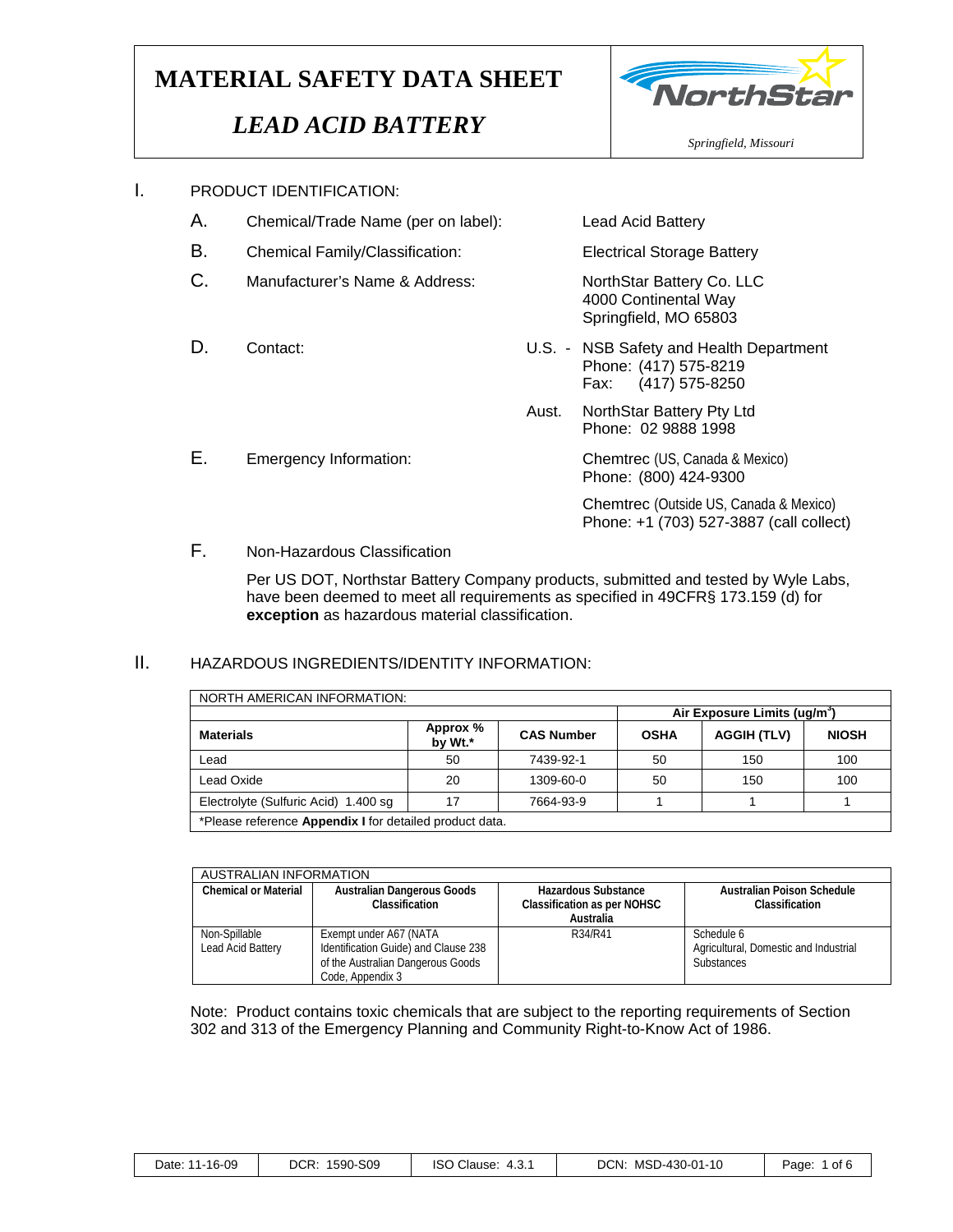# MATERIAL SAFETY DATA SHEET

## *LEAD ACID BATTERY*

NorthStar

*Springfield, Missouri*

## I. PRODUCT IDENTIFICATION:

A. Chemical/Trade Name (per on label): Lead Acid Battery

B. Chemical Family/Classification: Electrical Storage Battery

C. Manufacturer's Name & Address: NorthStar Battery Co. LLC
4000 Continental Way
Springfield, MO 65803

D. Contact:

U.S. - NSB Safety and Health Department
Phone: (417) 575-8219
Fax: (417) 575-8250

Aust. NorthStar Battery Pty Ltd
Phone: 02 9888 1998

E. Emergency Information:

Chemtrec (US, Canada & Mexico)
Phone: (800) 424-9300

Chemtrec (Outside US, Canada & Mexico)
Phone: +1 (703) 527-3887 (call collect)

F. Non-Hazardous Classification

Per US DOT, Northstar Battery Company products, submitted and tested by Wyle Labs, have been deemed to meet all requirements as specified in 49CFR§ 173.159 (d) for **exception** as hazardous material classification.

## II. HAZARDOUS INGREDIENTS/IDENTITY INFORMATION:

NORTH AMERICAN INFORMATION:

| | | | Air Exposure Limits (ug/m$^3$) | | |
|---|---|---|---|---|---|
| **Materials** | **Approx % by Wt.*** | **CAS Number** | **OSHA** | **AGGIH (TLV)** | **NIOSH** |
| Lead | 50 | 7439-92-1 | 50 | 150 | 100 |
| Lead Oxide | 20 | 1309-60-0 | 50 | 150 | 100 |
| Electrolyte (Sulfuric Acid) 1.400 sg | 17 | 7664-93-9 | 1 | 1 | 1 |

*Please reference **Appendix I** for detailed product data.

AUSTRALIAN INFORMATION

| Chemical or Material | Australian Dangerous Goods Classification | Hazardous Substance Classification as per NOHSC Australia | Australian Poison Schedule Classification |
|---|---|---|---|
| Non-Spillable Lead Acid Battery | Exempt under A67 (NATA Identification Guide) and Clause 238 of the Australian Dangerous Goods Code, Appendix 3 | R34/R41 | Schedule 6 Agricultural, Domestic and Industrial Substances |

Note: Product contains toxic chemicals that are subject to the reporting requirements of Section 302 and 313 of the Emergency Planning and Community Right-to-Know Act of 1986.

| Date: 11-16-09 | DCR: 1590-S09 | ISO Clause: 4.3.1 | DCN: MSD-430-01-10 |
|---|---|---|---|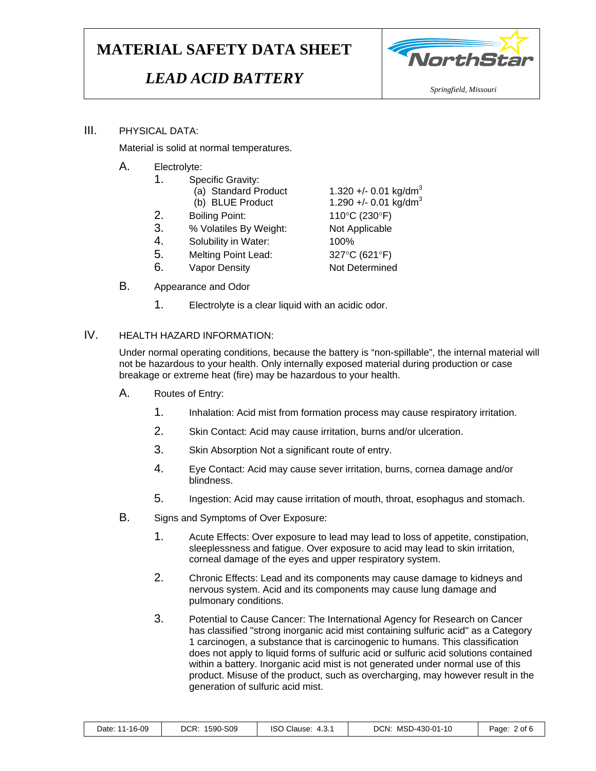## III. PHYSICAL DATA:

Material is solid at normal temperatures.

A. Electrolyte:

| | | |
|---|---|---|
| 1. | Specific Gravity: | |
| | (a) Standard Product | 1.320 +/- 0.01 kg/dm$^3$ |
| | (b) BLUE Product | 1.290 +/- 0.01 kg/dm$^3$ |
| 2. | Boiling Point: | 110°C (230°F) |
| 3. | % Volatiles By Weight: | Not Applicable |
| 4. | Solubility in Water: | 100% |
| 5. | Melting Point Lead: | 327°C (621°F) |
| 6. | Vapor Density | Not Determined |

B. Appearance and Odor

1. Electrolyte is a clear liquid with an acidic odor.

## IV. HEALTH HAZARD INFORMATION:

Under normal operating conditions, because the battery is "non-spillable", the internal material will not be hazardous to your health. Only internally exposed material during production or case breakage or extreme heat (fire) may be hazardous to your health.

A. Routes of Entry:

1. Inhalation: Acid mist from formation process may cause respiratory irritation.
2. Skin Contact: Acid may cause irritation, burns and/or ulceration.
3. Skin Absorption Not a significant route of entry.
4. Eye Contact: Acid may cause sever irritation, burns, cornea damage and/or blindness.
5. Ingestion: Acid may cause irritation of mouth, throat, esophagus and stomach.

B. Signs and Symptoms of Over Exposure:

1. Acute Effects: Over exposure to lead may lead to loss of appetite, constipation, sleeplessness and fatigue. Over exposure to acid may lead to skin irritation, corneal damage of the eyes and upper respiratory system.
2. Chronic Effects: Lead and its components may cause damage to kidneys and nervous system. Acid and its components may cause lung damage and pulmonary conditions.
3. Potential to Cause Cancer: The International Agency for Research on Cancer has classified "strong inorganic acid mist containing sulfuric acid" as a Category 1 carcinogen, a substance that is carcinogenic to humans. This classification does not apply to liquid forms of sulfuric acid or sulfuric acid solutions contained within a battery. Inorganic acid mist is not generated under normal use of this product. Misuse of the product, such as overcharging, may however result in the generation of sulfuric acid mist.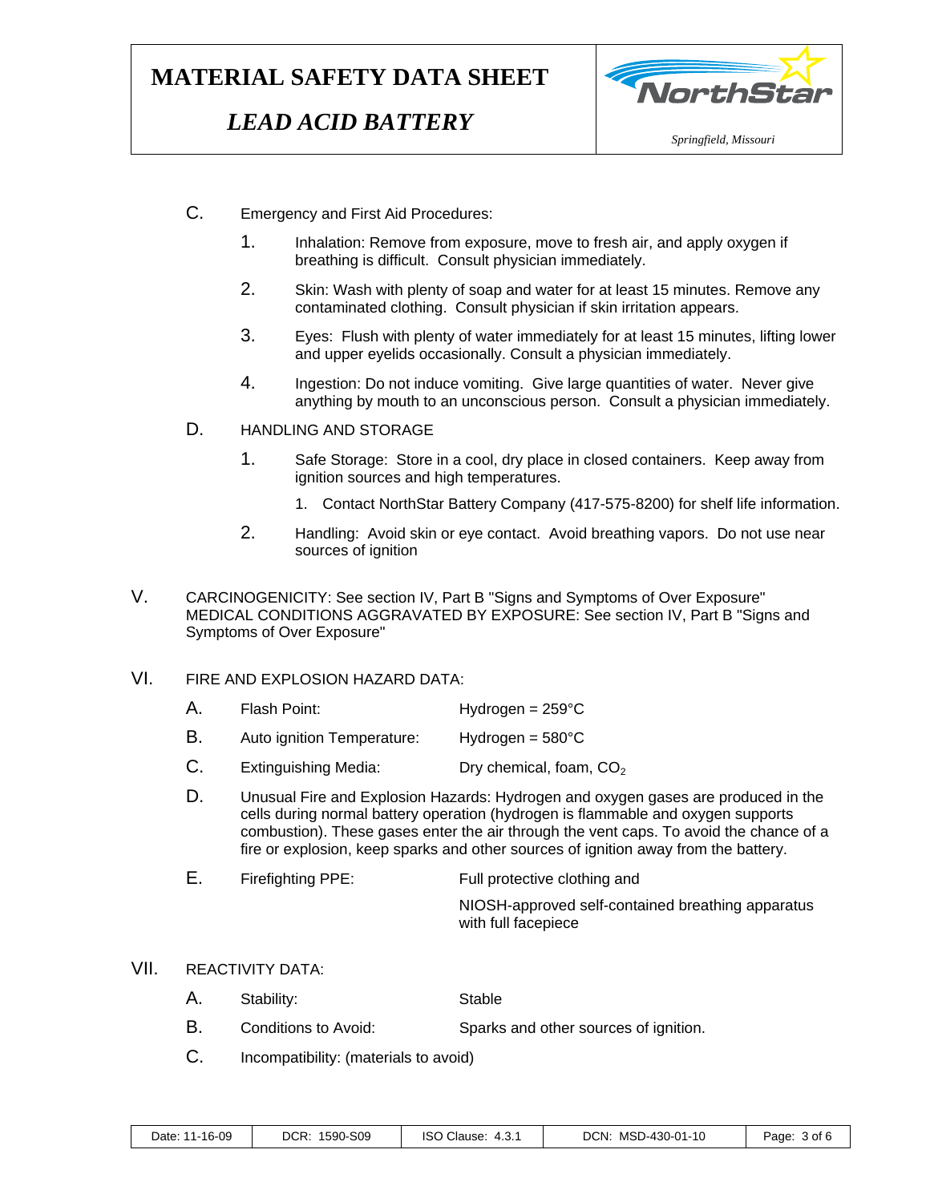C. Emergency and First Aid Procedures:

1. Inhalation: Remove from exposure, move to fresh air, and apply oxygen if breathing is difficult. Consult physician immediately.
2. Skin: Wash with plenty of soap and water for at least 15 minutes. Remove any contaminated clothing. Consult physician if skin irritation appears.
3. Eyes: Flush with plenty of water immediately for at least 15 minutes, lifting lower and upper eyelids occasionally. Consult a physician immediately.
4. Ingestion: Do not induce vomiting. Give large quantities of water. Never give anything by mouth to an unconscious person. Consult a physician immediately.

D. HANDLING AND STORAGE

1. Safe Storage: Store in a cool, dry place in closed containers. Keep away from ignition sources and high temperatures.
   1. Contact NorthStar Battery Company (417-575-8200) for shelf life information.
2. Handling: Avoid skin or eye contact. Avoid breathing vapors. Do not use near sources of ignition

V. CARCINOGENICITY: See section IV, Part B "Signs and Symptoms of Over Exposure"
MEDICAL CONDITIONS AGGRAVATED BY EXPOSURE: See section IV, Part B "Signs and Symptoms of Over Exposure"

VI. FIRE AND EXPLOSION HAZARD DATA:

A. Flash Point: Hydrogen = 259°C

B. Auto ignition Temperature: Hydrogen = 580°C

C. Extinguishing Media: Dry chemical, foam, $CO_2$

D. Unusual Fire and Explosion Hazards: Hydrogen and oxygen gases are produced in the cells during normal battery operation (hydrogen is flammable and oxygen supports combustion). These gases enter the air through the vent caps. To avoid the chance of a fire or explosion, keep sparks and other sources of ignition away from the battery.

E. Firefighting PPE: Full protective clothing and NIOSH-approved self-contained breathing apparatus with full facepiece

VII. REACTIVITY DATA:

A. Stability: Stable

B. Conditions to Avoid: Sparks and other sources of ignition.

C. Incompatibility: (materials to avoid)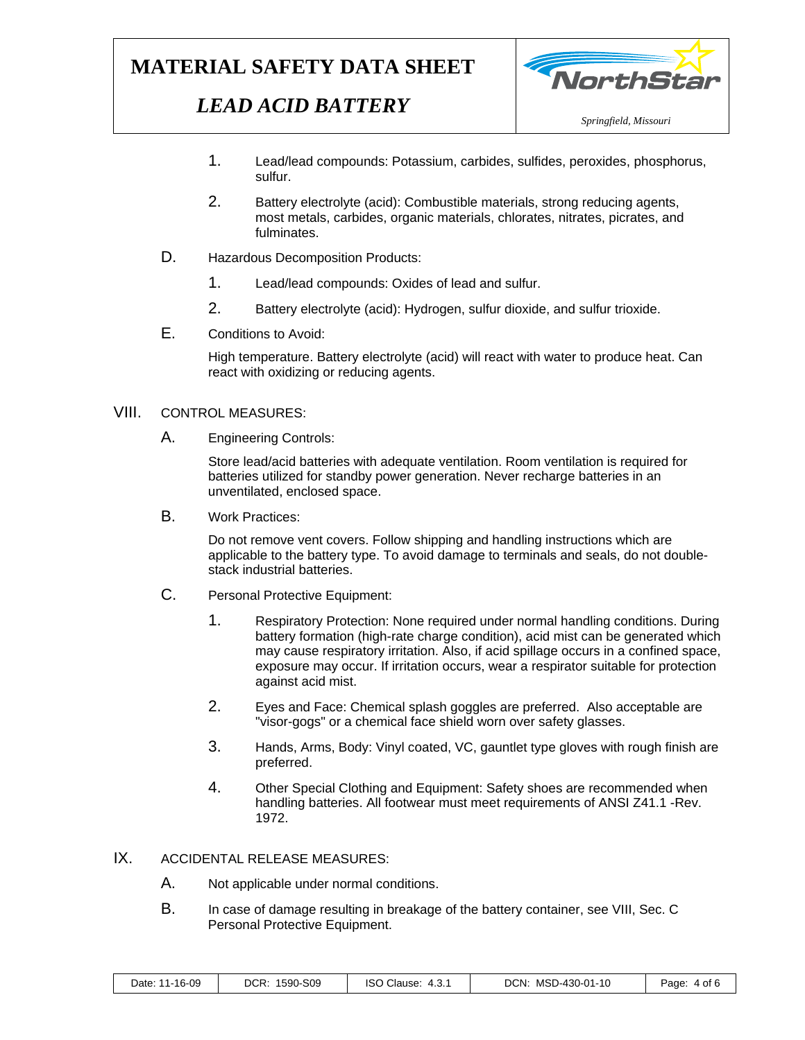1. Lead/lead compounds: Potassium, carbides, sulfides, peroxides, phosphorus, sulfur.

2. Battery electrolyte (acid): Combustible materials, strong reducing agents, most metals, carbides, organic materials, chlorates, nitrates, picrates, and fulminates.

D. Hazardous Decomposition Products:

1. Lead/lead compounds: Oxides of lead and sulfur.

2. Battery electrolyte (acid): Hydrogen, sulfur dioxide, and sulfur trioxide.

E. Conditions to Avoid:

High temperature. Battery electrolyte (acid) will react with water to produce heat. Can react with oxidizing or reducing agents.

## VIII. CONTROL MEASURES:

A. Engineering Controls:

Store lead/acid batteries with adequate ventilation. Room ventilation is required for batteries utilized for standby power generation. Never recharge batteries in an unventilated, enclosed space.

B. Work Practices:

Do not remove vent covers. Follow shipping and handling instructions which are applicable to the battery type. To avoid damage to terminals and seals, do not double-stack industrial batteries.

C. Personal Protective Equipment:

1. Respiratory Protection: None required under normal handling conditions. During battery formation (high-rate charge condition), acid mist can be generated which may cause respiratory irritation. Also, if acid spillage occurs in a confined space, exposure may occur. If irritation occurs, wear a respirator suitable for protection against acid mist.

2. Eyes and Face: Chemical splash goggles are preferred. Also acceptable are "visor-gogs" or a chemical face shield worn over safety glasses.

3. Hands, Arms, Body: Vinyl coated, VC, gauntlet type gloves with rough finish are preferred.

4. Other Special Clothing and Equipment: Safety shoes are recommended when handling batteries. All footwear must meet requirements of ANSI Z41.1 -Rev. 1972.

## IX. ACCIDENTAL RELEASE MEASURES:

A. Not applicable under normal conditions.

B. In case of damage resulting in breakage of the battery container, see VIII, Sec. C Personal Protective Equipment.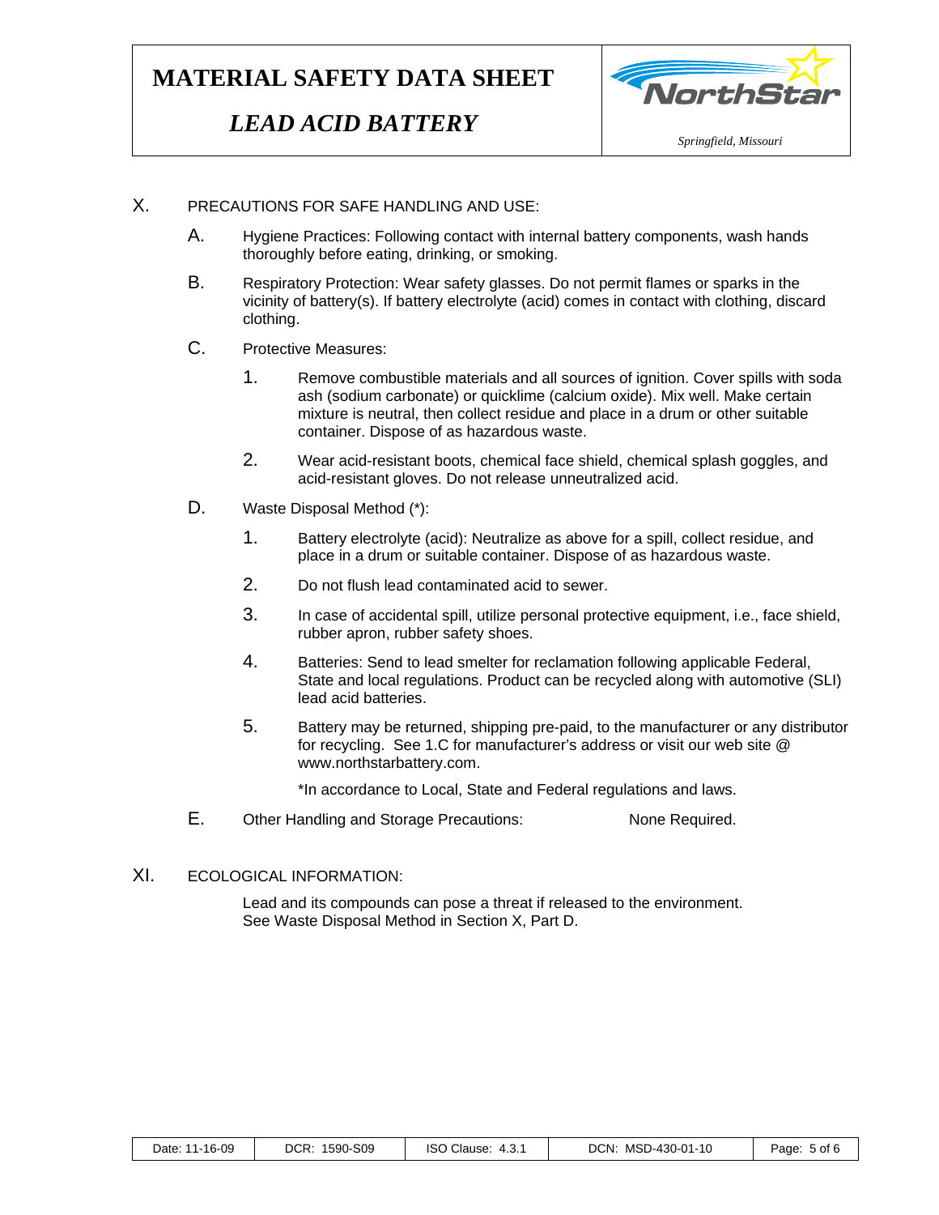## X. PRECAUTIONS FOR SAFE HANDLING AND USE:

A. Hygiene Practices: Following contact with internal battery components, wash hands thoroughly before eating, drinking, or smoking.

B. Respiratory Protection: Wear safety glasses. Do not permit flames or sparks in the vicinity of battery(s). If battery electrolyte (acid) comes in contact with clothing, discard clothing.

C. Protective Measures:

1. Remove combustible materials and all sources of ignition. Cover spills with soda ash (sodium carbonate) or quicklime (calcium oxide). Mix well. Make certain mixture is neutral, then collect residue and place in a drum or other suitable container. Dispose of as hazardous waste.

2. Wear acid-resistant boots, chemical face shield, chemical splash goggles, and acid-resistant gloves. Do not release unneutralized acid.

D. Waste Disposal Method (*):

1. Battery electrolyte (acid): Neutralize as above for a spill, collect residue, and place in a drum or suitable container. Dispose of as hazardous waste.

2. Do not flush lead contaminated acid to sewer.

3. In case of accidental spill, utilize personal protective equipment, i.e., face shield, rubber apron, rubber safety shoes.

4. Batteries: Send to lead smelter for reclamation following applicable Federal, State and local regulations. Product can be recycled along with automotive (SLI) lead acid batteries.

5. Battery may be returned, shipping pre-paid, to the manufacturer or any distributor for recycling. See 1.C for manufacturer's address or visit our web site @ www.northstarbattery.com.

*In accordance to Local, State and Federal regulations and laws.

E. Other Handling and Storage Precautions: None Required.

## XI. ECOLOGICAL INFORMATION:

Lead and its compounds can pose a threat if released to the environment. See Waste Disposal Method in Section X, Part D.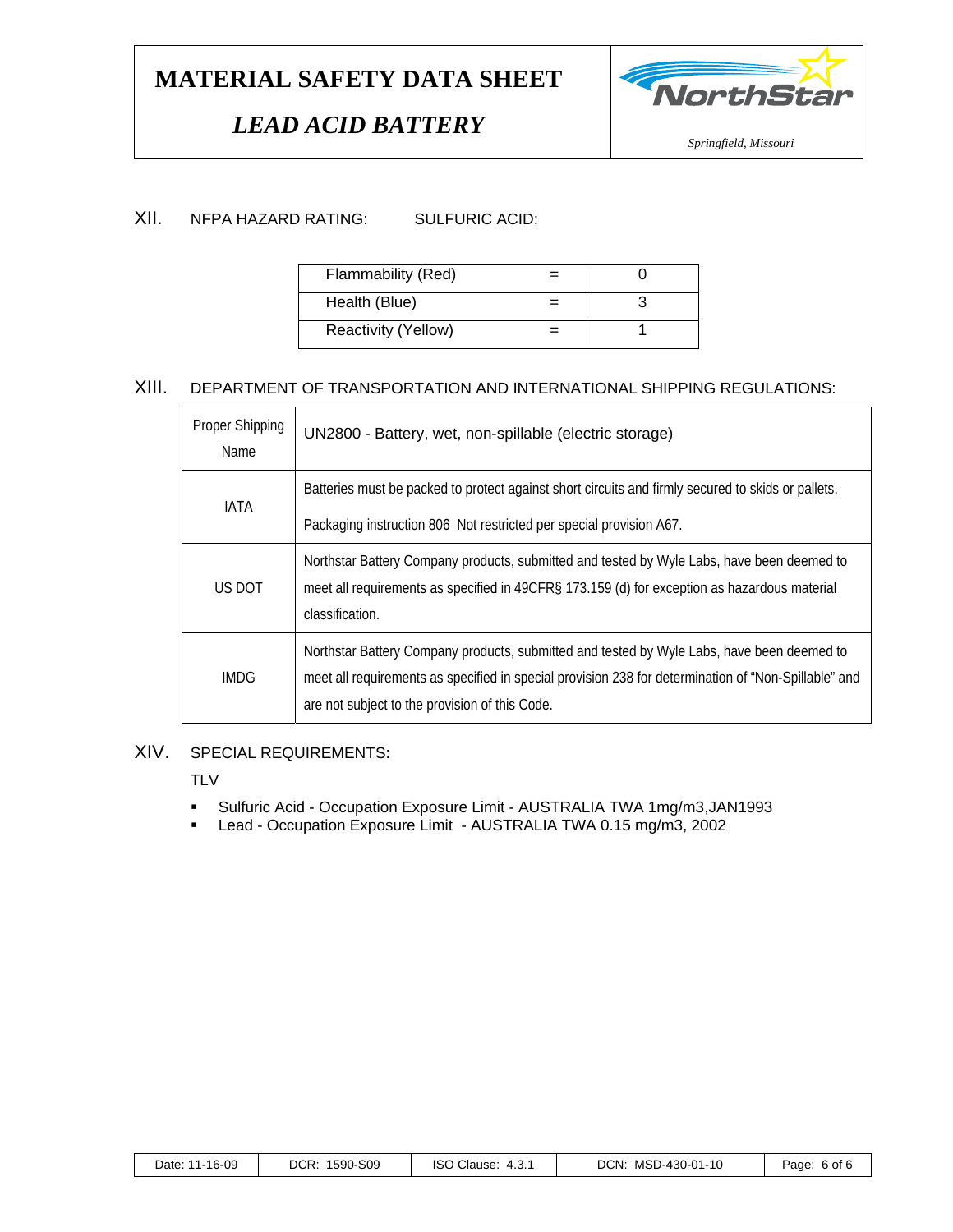## XII. NFPA HAZARD RATING: SULFURIC ACID:

| | | |
|---|---|---|
| Flammability (Red) | = | 0 |
| Health (Blue) | = | 3 |
| Reactivity (Yellow) | = | 1 |

## XIII. DEPARTMENT OF TRANSPORTATION AND INTERNATIONAL SHIPPING REGULATIONS:

| | |
|---|---|
| Proper Shipping Name | UN2800 - Battery, wet, non-spillable (electric storage) |
| IATA | Batteries must be packed to protect against short circuits and firmly secured to skids or pallets.<br><br>Packaging instruction 806 Not restricted per special provision A67. |
| US DOT | Northstar Battery Company products, submitted and tested by Wyle Labs, have been deemed to meet all requirements as specified in 49CFR§ 173.159 (d) for exception as hazardous material classification. |
| IMDG | Northstar Battery Company products, submitted and tested by Wyle Labs, have been deemed to meet all requirements as specified in special provision 238 for determination of "Non-Spillable" and are not subject to the provision of this Code. |

## XIV. SPECIAL REQUIREMENTS:

TLV

- Sulfuric Acid - Occupation Exposure Limit - AUSTRALIA TWA 1mg/m3,JAN1993
- Lead - Occupation Exposure Limit - AUSTRALIA TWA 0.15 mg/m3, 2002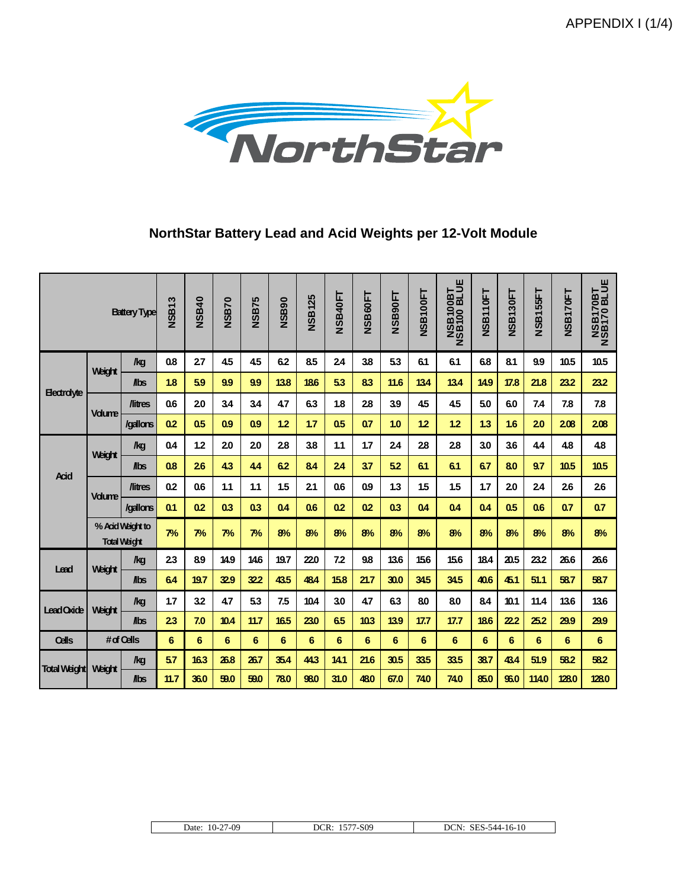APPENDIX I (1/4)

NorthStar

## NorthStar Battery Lead and Acid Weights per 12-Volt Module

| | | Battery Type | NSB13 | NSB40 | NSB70 | NSB75 | NSB90 | NSB125 | NSB40FT | NSB60FT | NSB90FT | NSB100FT | NSB100BT NSB100 BLUE | NSB110FT | NSB130FT | NSB155FT | NSB170FT | NSB170BT NSB170 BLUE |
|---|---|---|---|---|---|---|---|---|---|---|---|---|---|---|---|---|---|---|
| Electrolyte | Weight | /kg | 0.8 | 2.7 | 4.5 | 4.5 | 6.2 | 8.5 | 2.4 | 3.8 | 5.3 | 6.1 | 6.1 | 6.8 | 8.1 | 9.9 | 10.5 | 10.5 |
| | | /lbs | 1.8 | 5.9 | 9.9 | 9.9 | 13.8 | 18.6 | 5.3 | 8.3 | 11.6 | 13.4 | 13.4 | 14.9 | 17.8 | 21.8 | 23.2 | 23.2 |
| | Volume | /litres | 0.6 | 2.0 | 3.4 | 3.4 | 4.7 | 6.3 | 1.8 | 2.8 | 3.9 | 4.5 | 4.5 | 5.0 | 6.0 | 7.4 | 7.8 | 7.8 |
| | | /gallons | 0.2 | 0.5 | 0.9 | 0.9 | 1.2 | 1.7 | 0.5 | 0.7 | 1.0 | 1.2 | 1.2 | 1.3 | 1.6 | 2.0 | 2.08 | 2.08 |
| Acid | Weight | /kg | 0.4 | 1.2 | 2.0 | 2.0 | 2.8 | 3.8 | 1.1 | 1.7 | 2.4 | 2.8 | 2.8 | 3.0 | 3.6 | 4.4 | 4.8 | 4.8 |
| | | /lbs | 0.8 | 2.6 | 4.3 | 4.4 | 6.2 | 8.4 | 2.4 | 3.7 | 5.2 | 6.1 | 6.1 | 6.7 | 8.0 | 9.7 | 10.5 | 10.5 |
| | Volume | /litres | 0.2 | 0.6 | 1.1 | 1.1 | 1.5 | 2.1 | 0.6 | 0.9 | 1.3 | 1.5 | 1.5 | 1.7 | 2.0 | 2.4 | 2.6 | 2.6 |
| | | /gallons | 0.1 | 0.2 | 0.3 | 0.3 | 0.4 | 0.6 | 0.2 | 0.2 | 0.3 | 0.4 | 0.4 | 0.4 | 0.5 | 0.6 | 0.7 | 0.7 |
| | % Acid Weight to Total Weight | | 7% | 7% | 7% | 7% | 8% | 8% | 8% | 8% | 8% | 8% | 8% | 8% | 8% | 8% | 8% | 8% |
| Lead | Weight | /kg | 2.3 | 8.9 | 14.9 | 14.6 | 19.7 | 22.0 | 7.2 | 9.8 | 13.6 | 15.6 | 15.6 | 18.4 | 20.5 | 23.2 | 26.6 | 26.6 |
| | | /lbs | 6.4 | 19.7 | 32.9 | 32.2 | 43.5 | 48.4 | 15.8 | 21.7 | 30.0 | 34.5 | 34.5 | 40.6 | 45.1 | 51.1 | 58.7 | 58.7 |
| Lead Oxide | Weight | /kg | 1.7 | 3.2 | 4.7 | 5.3 | 7.5 | 10.4 | 3.0 | 4.7 | 6.3 | 8.0 | 8.0 | 8.4 | 10.1 | 11.4 | 13.6 | 13.6 |
| | | /lbs | 2.3 | 7.0 | 10.4 | 11.7 | 16.5 | 23.0 | 6.5 | 10.3 | 13.9 | 17.7 | 17.7 | 18.6 | 22.2 | 25.2 | 29.9 | 29.9 |
| Cells | # of Cells | | 6 | 6 | 6 | 6 | 6 | 6 | 6 | 6 | 6 | 6 | 6 | 6 | 6 | 6 | 6 | 6 |
| Total Weight | Weight | /kg | 5.7 | 16.3 | 26.8 | 26.7 | 35.4 | 44.3 | 14.1 | 21.6 | 30.5 | 33.5 | 33.5 | 38.7 | 43.4 | 51.9 | 58.2 | 58.2 |
| | | /lbs | 11.7 | 36.0 | 59.0 | 59.0 | 78.0 | 98.0 | 31.0 | 48.0 | 67.0 | 74.0 | 74.0 | 85.0 | 96.0 | 114.0 | 128.0 | 128.0 |

| Date: 10-27-09 | DCR: 1577-S09 | DCN: SES-544-16-10 |
|---|---|---|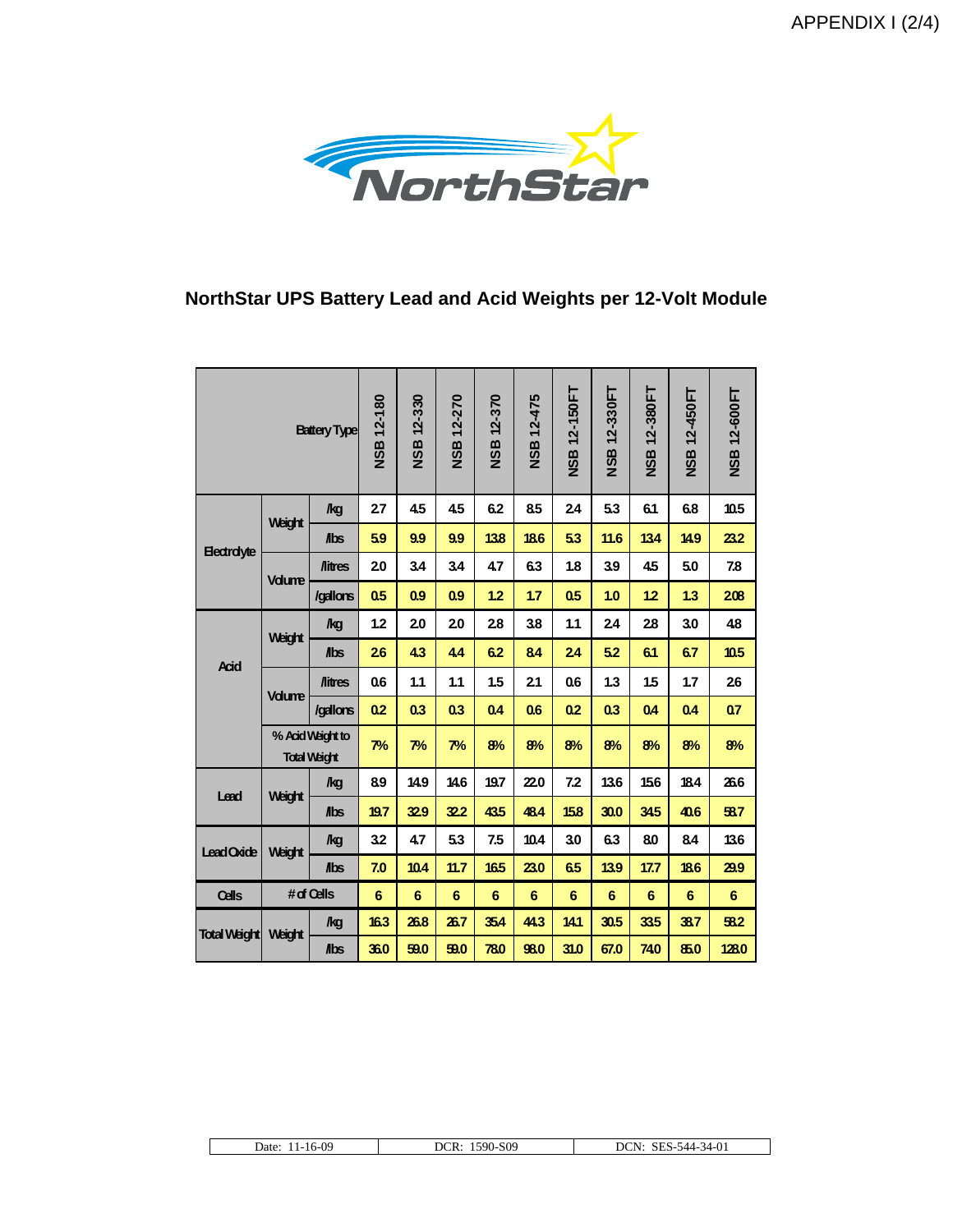APPENDIX I (2/4)

NorthStar

## NorthStar UPS Battery Lead and Acid Weights per 12-Volt Module

| | | Battery Type | NSB 12-180 | NSB 12-330 | NSB 12-270 | NSB 12-370 | NSB 12-475 | NSB 12-150FT | NSB 12-330FT | NSB 12-380FT | NSB 12-450FT | NSB 12-600FT |
|---|---|---|---|---|---|---|---|---|---|---|---|---|
| Electrolyte | Weight | /kg | 2.7 | 4.5 | 4.5 | 6.2 | 8.5 | 2.4 | 5.3 | 6.1 | 6.8 | 10.5 |
| | | /lbs | 5.9 | 9.9 | 9.9 | 13.8 | 18.6 | 5.3 | 11.6 | 13.4 | 14.9 | 23.2 |
| | Volume | /litres | 2.0 | 3.4 | 3.4 | 4.7 | 6.3 | 1.8 | 3.9 | 4.5 | 5.0 | 7.8 |
| | | /gallons | 0.5 | 0.9 | 0.9 | 1.2 | 1.7 | 0.5 | 1.0 | 1.2 | 1.3 | 2.08 |
| Acid | Weight | /kg | 1.2 | 2.0 | 2.0 | 2.8 | 3.8 | 1.1 | 2.4 | 2.8 | 3.0 | 4.8 |
| | | /lbs | 2.6 | 4.3 | 4.4 | 6.2 | 8.4 | 2.4 | 5.2 | 6.1 | 6.7 | 10.5 |
| | Volume | /litres | 0.6 | 1.1 | 1.1 | 1.5 | 2.1 | 0.6 | 1.3 | 1.5 | 1.7 | 2.6 |
| | | /gallons | 0.2 | 0.3 | 0.3 | 0.4 | 0.6 | 0.2 | 0.3 | 0.4 | 0.4 | 0.7 |
| | % Acid Weight to Total Weight | | 7% | 7% | 7% | 8% | 8% | 8% | 8% | 8% | 8% | 8% |
| Lead | Weight | /kg | 8.9 | 14.9 | 14.6 | 19.7 | 22.0 | 7.2 | 13.6 | 15.6 | 18.4 | 26.6 |
| | | /lbs | 19.7 | 32.9 | 32.2 | 43.5 | 48.4 | 15.8 | 30.0 | 34.5 | 40.6 | 58.7 |
| Lead Oxide | Weight | /kg | 3.2 | 4.7 | 5.3 | 7.5 | 10.4 | 3.0 | 6.3 | 8.0 | 8.4 | 13.6 |
| | | /lbs | 7.0 | 10.4 | 11.7 | 16.5 | 23.0 | 6.5 | 13.9 | 17.7 | 18.6 | 29.9 |
| Cells | # of Cells | | 6 | 6 | 6 | 6 | 6 | 6 | 6 | 6 | 6 | 6 |
| Total Weight | Weight | /kg | 16.3 | 26.8 | 26.7 | 35.4 | 44.3 | 14.1 | 30.5 | 33.5 | 38.7 | 58.2 |
| | | /lbs | 36.0 | 59.0 | 59.0 | 78.0 | 98.0 | 31.0 | 67.0 | 74.0 | 85.0 | 128.0 |

| Date: 11-16-09 | DCR: 1590-S09 | DCN: SES-544-34-01 |
|---|---|---|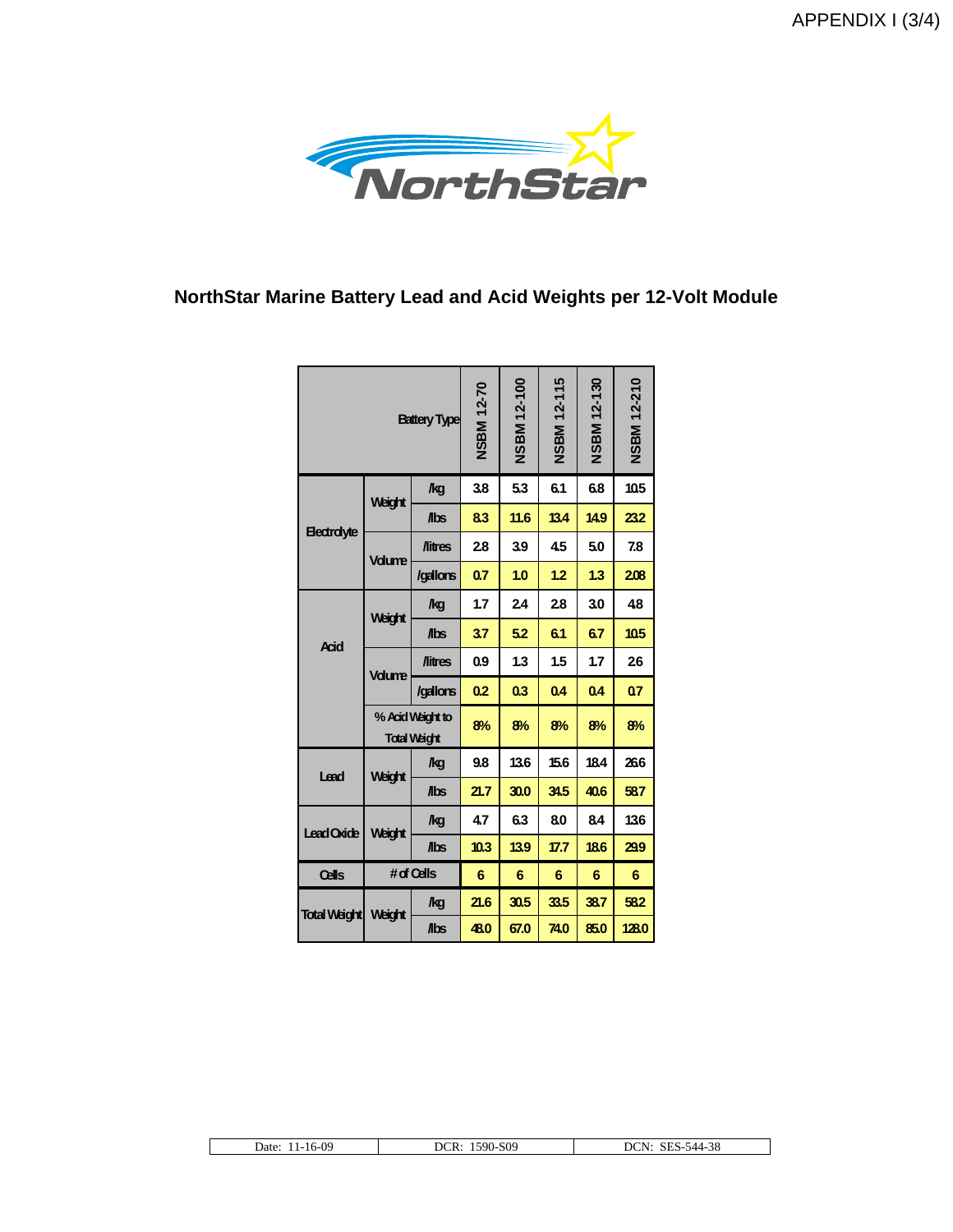APPENDIX I (3/4)

NorthStar

## NorthStar Marine Battery Lead and Acid Weights per 12-Volt Module

| Battery Type | | | NSBM 12-70 | NSBM 12-100 | NSBM 12-115 | NSBM 12-130 | NSBM 12-210 |
|---|---|---|---|---|---|---|---|
| Electrolyte | Weight | /kg | 3.8 | 5.3 | 6.1 | 6.8 | 10.5 |
| | | /lbs | 8.3 | 11.6 | 13.4 | 14.9 | 23.2 |
| | Volume | /litres | 2.8 | 3.9 | 4.5 | 5.0 | 7.8 |
| | | /gallons | 0.7 | 1.0 | 1.2 | 1.3 | 2.08 |
| Acid | Weight | /kg | 1.7 | 2.4 | 2.8 | 3.0 | 4.8 |
| | | /lbs | 3.7 | 5.2 | 6.1 | 6.7 | 10.5 |
| | Volume | /litres | 0.9 | 1.3 | 1.5 | 1.7 | 2.6 |
| | | /gallons | 0.2 | 0.3 | 0.4 | 0.4 | 0.7 |
| | % Acid Weight to Total Weight | | 8% | 8% | 8% | 8% | 8% |
| Lead | Weight | /kg | 9.8 | 13.6 | 15.6 | 18.4 | 26.6 |
| | | /lbs | 21.7 | 30.0 | 34.5 | 40.6 | 58.7 |
| Lead Oxide | Weight | /kg | 4.7 | 6.3 | 8.0 | 8.4 | 13.6 |
| | | /lbs | 10.3 | 13.9 | 17.7 | 18.6 | 29.9 |
| Cells | # of Cells | | 6 | 6 | 6 | 6 | 6 |
| Total Weight | Weight | /kg | 21.6 | 30.5 | 33.5 | 38.7 | 58.2 |
| | | /lbs | 48.0 | 67.0 | 74.0 | 85.0 | 128.0 |

| Date: 11-16-09 | DCR: 1590-S09 | DCN: SES-544-38 |
|---|---|---|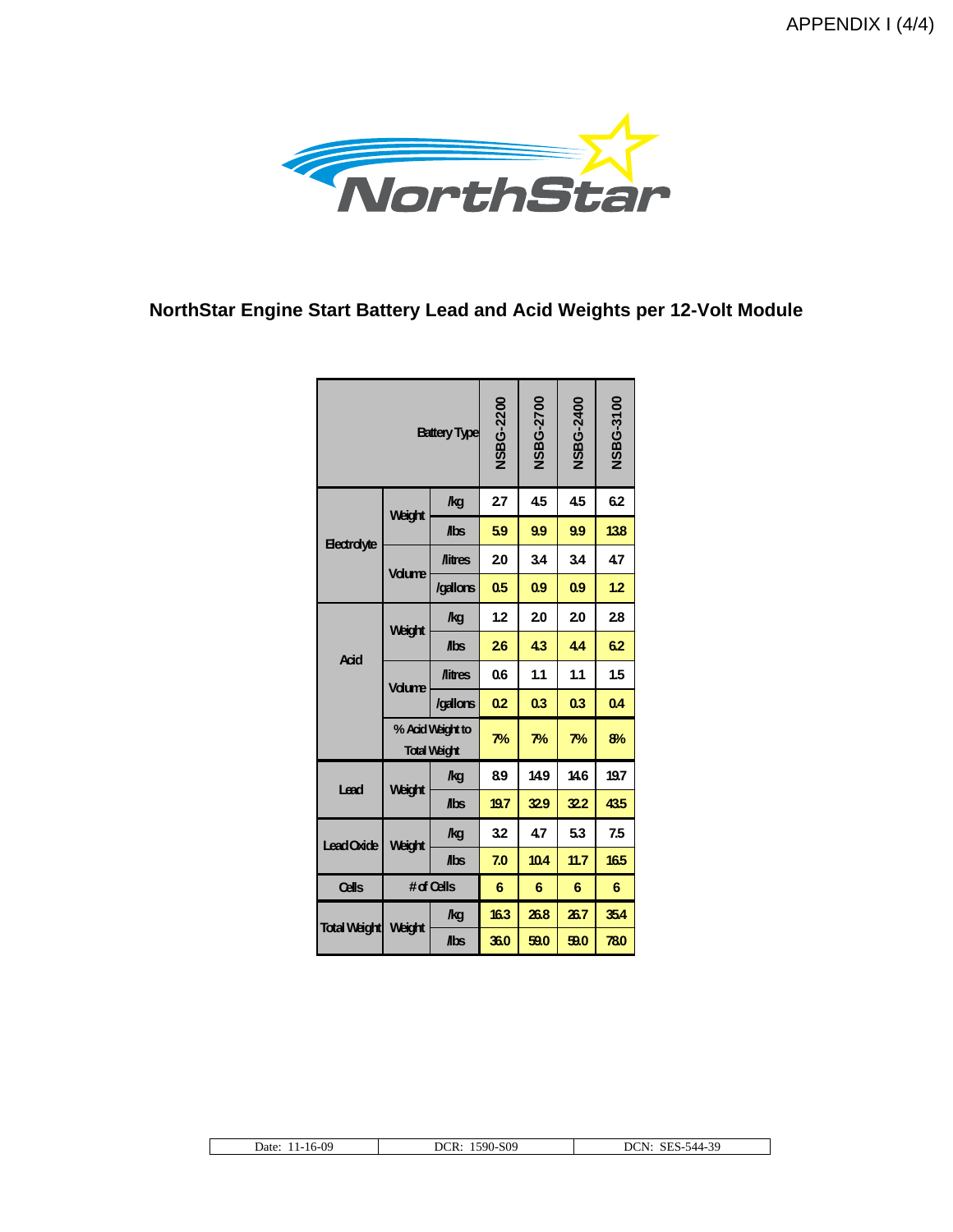## NorthStar Engine Start Battery Lead and Acid Weights per 12-Volt Module

| Battery Type | | | NSBG-2200 | NSBG-2700 | NSBG-2400 | NSBG-3100 |
|---|---|---|---|---|---|---|
| Electrolyte | Weight | /kg | 2.7 | 4.5 | 4.5 | 6.2 |
| | | /lbs | 5.9 | 9.9 | 9.9 | 13.8 |
| | Volume | /litres | 2.0 | 3.4 | 3.4 | 4.7 |
| | | /gallons | 0.5 | 0.9 | 0.9 | 1.2 |
| Acid | Weight | /kg | 1.2 | 2.0 | 2.0 | 2.8 |
| | | /lbs | 2.6 | 4.3 | 4.4 | 6.2 |
| | Volume | /litres | 0.6 | 1.1 | 1.1 | 1.5 |
| | | /gallons | 0.2 | 0.3 | 0.3 | 0.4 |
| | % Acid Weight to Total Weight | | 7% | 7% | 7% | 8% |
| Lead | Weight | /kg | 8.9 | 14.9 | 14.6 | 19.7 |
| | | /lbs | 19.7 | 32.9 | 32.2 | 43.5 |
| Lead Oxide | Weight | /kg | 3.2 | 4.7 | 5.3 | 7.5 |
| | | /lbs | 7.0 | 10.4 | 11.7 | 16.5 |
| Cells | # of Cells | | 6 | 6 | 6 | 6 |
| Total Weight | Weight | /kg | 16.3 | 26.8 | 26.7 | 35.4 |
| | | /lbs | 36.0 | 59.0 | 59.0 | 78.0 |

| Date: 11-16-09 | DCR: 1590-S09 | DCN: SES-544-39 |
|---|---|---|